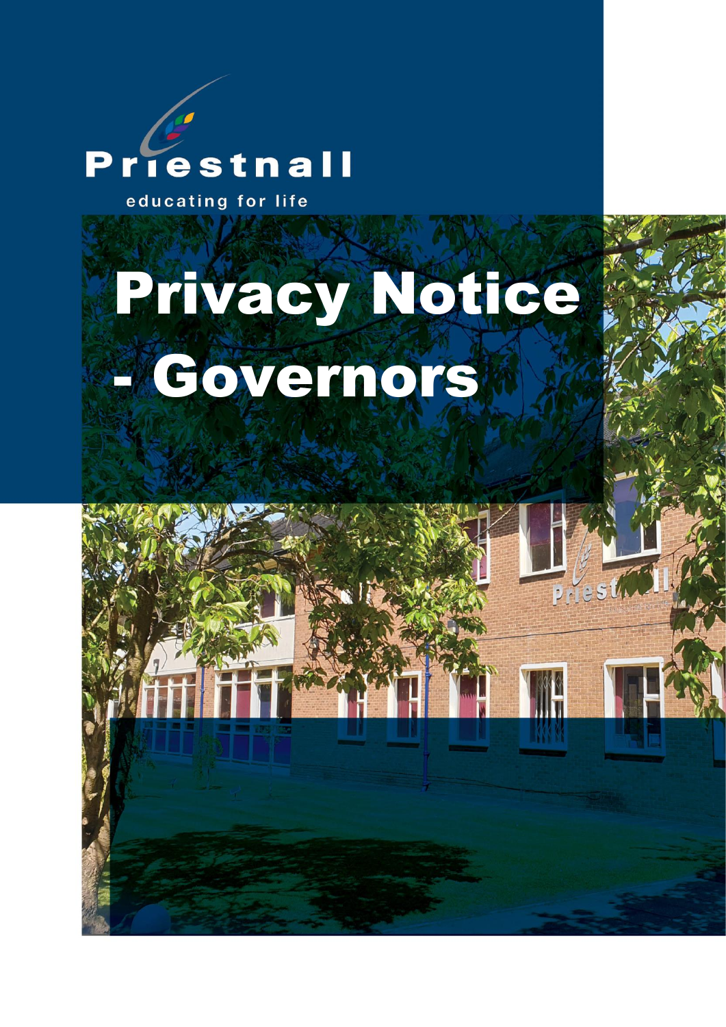Priestnall

educating for life

# Privacy Notice - Governors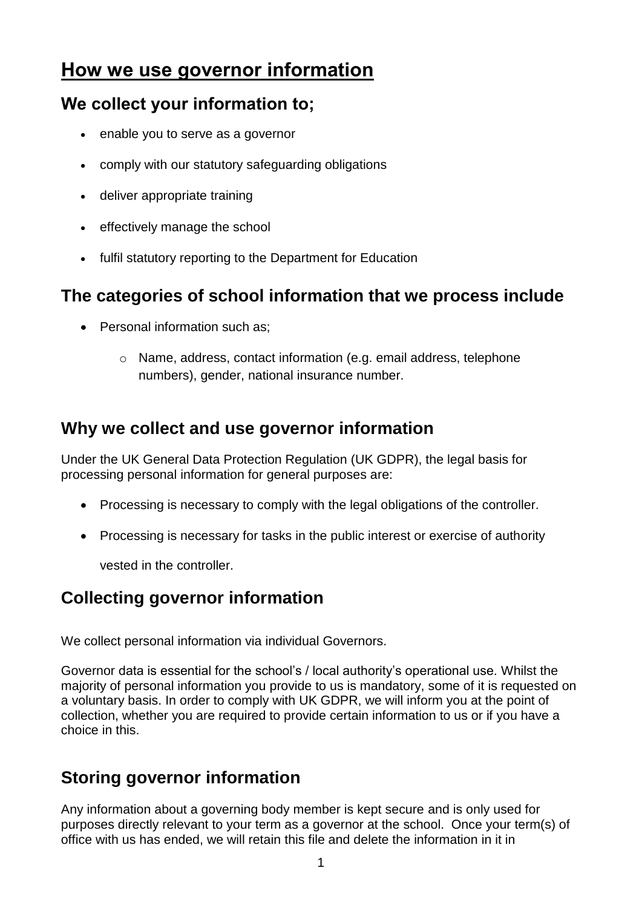# How we use governor information

## We collect your information to;

- enable you to serve as a governor
- comply with our statutory safeguarding obligations
- deliver appropriate training
- effectively manage the school
- fulfil statutory reporting to the Department for Education

## The categories of school information that we process include

- Personal information such as;
    - Name, address, contact information (e.g. email address, telephone numbers), gender, national insurance number.

## Why we collect and use governor information

Under the UK General Data Protection Regulation (UK GDPR), the legal basis for processing personal information for general purposes are:

- Processing is necessary to comply with the legal obligations of the controller.
- Processing is necessary for tasks in the public interest or exercise of authority vested in the controller.

## Collecting governor information

We collect personal information via individual Governors.

Governor data is essential for the school's / local authority's operational use. Whilst the majority of personal information you provide to us is mandatory, some of it is requested on a voluntary basis. In order to comply with UK GDPR, we will inform you at the point of collection, whether you are required to provide certain information to us or if you have a choice in this.

## Storing governor information

Any information about a governing body member is kept secure and is only used for purposes directly relevant to your term as a governor at the school. Once your term(s) of office with us has ended, we will retain this file and delete the information in it in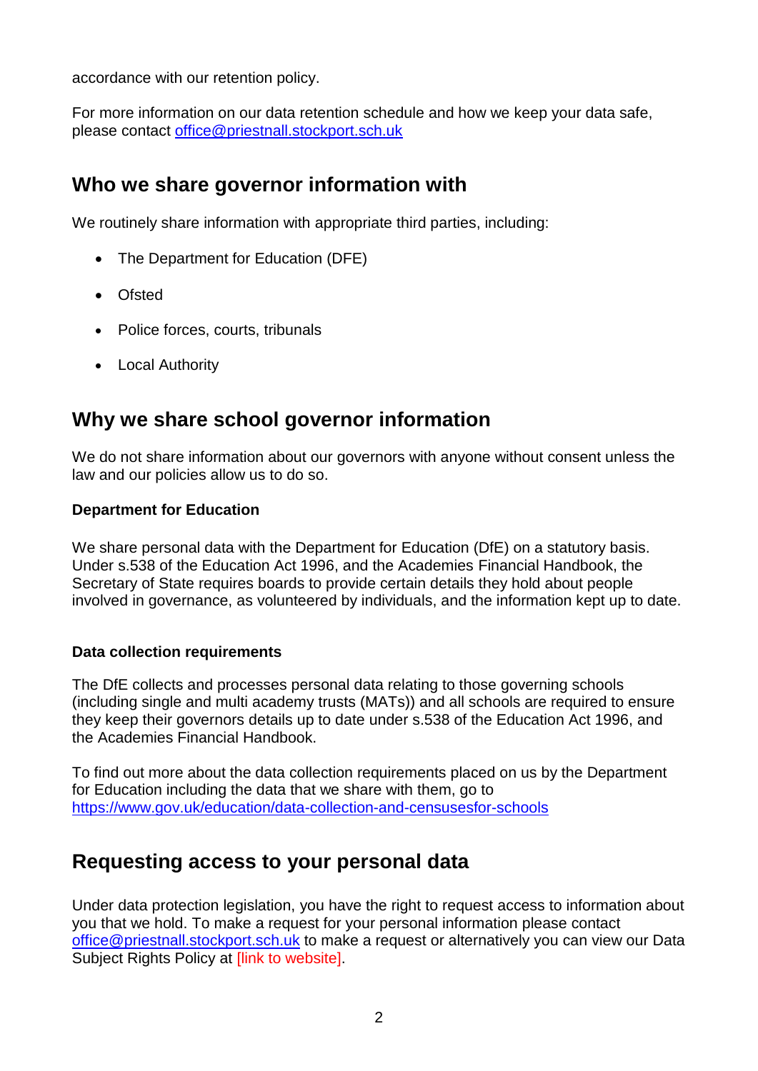accordance with our retention policy.

For more information on our data retention schedule and how we keep your data safe, please contact office@priestnall.stockport.sch.uk

## Who we share governor information with

We routinely share information with appropriate third parties, including:

- The Department for Education (DFE)
- Ofsted
- Police forces, courts, tribunals
- Local Authority

## Why we share school governor information

We do not share information about our governors with anyone without consent unless the law and our policies allow us to do so.

**Department for Education**

We share personal data with the Department for Education (DfE) on a statutory basis. Under s.538 of the Education Act 1996, and the Academies Financial Handbook, the Secretary of State requires boards to provide certain details they hold about people involved in governance, as volunteered by individuals, and the information kept up to date.

**Data collection requirements**

The DfE collects and processes personal data relating to those governing schools (including single and multi academy trusts (MATs)) and all schools are required to ensure they keep their governors details up to date under s.538 of the Education Act 1996, and the Academies Financial Handbook.

To find out more about the data collection requirements placed on us by the Department for Education including the data that we share with them, go to https://www.gov.uk/education/data-collection-and-censusesfor-schools

## Requesting access to your personal data

Under data protection legislation, you have the right to request access to information about you that we hold. To make a request for your personal information please contact office@priestnall.stockport.sch.uk to make a request or alternatively you can view our Data Subject Rights Policy at [link to website].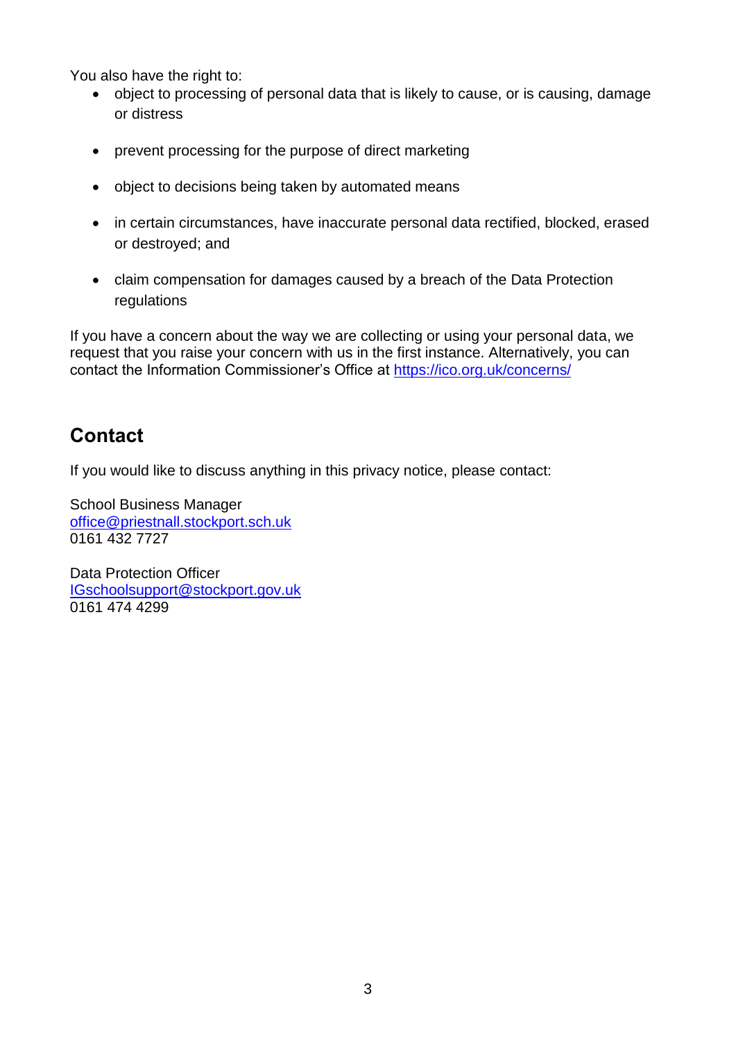You also have the right to:

- object to processing of personal data that is likely to cause, or is causing, damage or distress
- prevent processing for the purpose of direct marketing
- object to decisions being taken by automated means
- in certain circumstances, have inaccurate personal data rectified, blocked, erased or destroyed; and
- claim compensation for damages caused by a breach of the Data Protection regulations

If you have a concern about the way we are collecting or using your personal data, we request that you raise your concern with us in the first instance. Alternatively, you can contact the Information Commissioner's Office at [https://ico.org.uk/concerns/](https://ico.org.uk/concerns/)

## Contact

If you would like to discuss anything in this privacy notice, please contact:

School Business Manager
[office@priestnall.stockport.sch.uk](mailto:office@priestnall.stockport.sch.uk)
0161 432 7727

Data Protection Officer
[IGschoolsupport@stockport.gov.uk](mailto:IGschoolsupport@stockport.gov.uk)
0161 474 4299